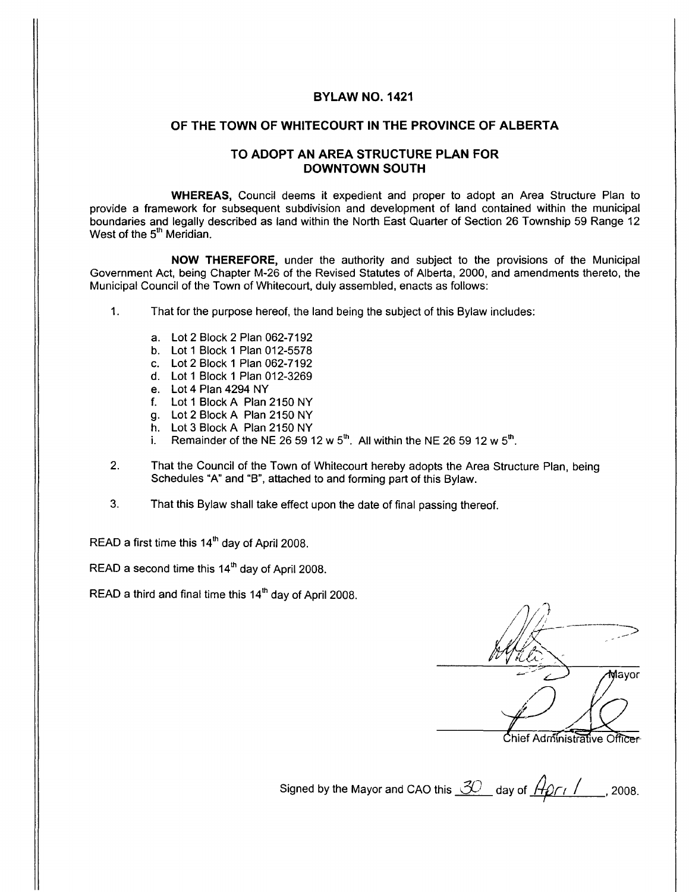# BYLAW NO. 1421

## OF THE TOWN OF WHITECOURT IN THE PROVINCE OF ALBERTA

## TO ADOPT AN AREA STRUCTURE PLAN FOR DOWNTOWN SOUTH

**WHEREAS,** Council deems it expedient and proper to adopt an Area Structure Plan to provide a framework for subsequent subdivision and development of land contained within the municipal boundaries and legally described as land within the North East Quarter of Section 26 Township 59 Range 12 West of the 5th Meridian.

**NOW THEREFORE,** under the authority and subject to the provisions of the Municipal Government Act, being Chapter M-26 of the Revised Statutes of Alberta, 2000, and amendments thereto, the Municipal Council of the Town of Whitecourt, duly assembled, enacts as follows:

1. That for the purpose hereof, the land being the subject of this Bylaw includes:

   a. Lot 2 Block 2 Plan 062-7192
   b. Lot 1 Block 1 Plan 012-5578
   c. Lot 2 Block 1 Plan 062-7192
   d. Lot 1 Block 1 Plan 012-3269
   e. Lot 4 Plan 4294 NY
   f. Lot 1 Block A Plan 2150 NY
   g. Lot 2 Block A Plan 2150 NY
   h. Lot 3 Block A Plan 2150 NY
   i. Remainder of the NE 26 59 12 w 5th. All within the NE 26 59 12 w 5th.

2. That the Council of the Town of Whitecourt hereby adopts the Area Structure Plan, being Schedules "A" and "B", attached to and forming part of this Bylaw.

3. That this Bylaw shall take effect upon the date of final passing thereof.

READ a first time this 14th day of April 2008.

READ a second time this 14th day of April 2008.

READ a third and final time this 14th day of April 2008.

Mayor

Chief Administrative Officer

Signed by the Mayor and CAO this 30 day of April, 2008.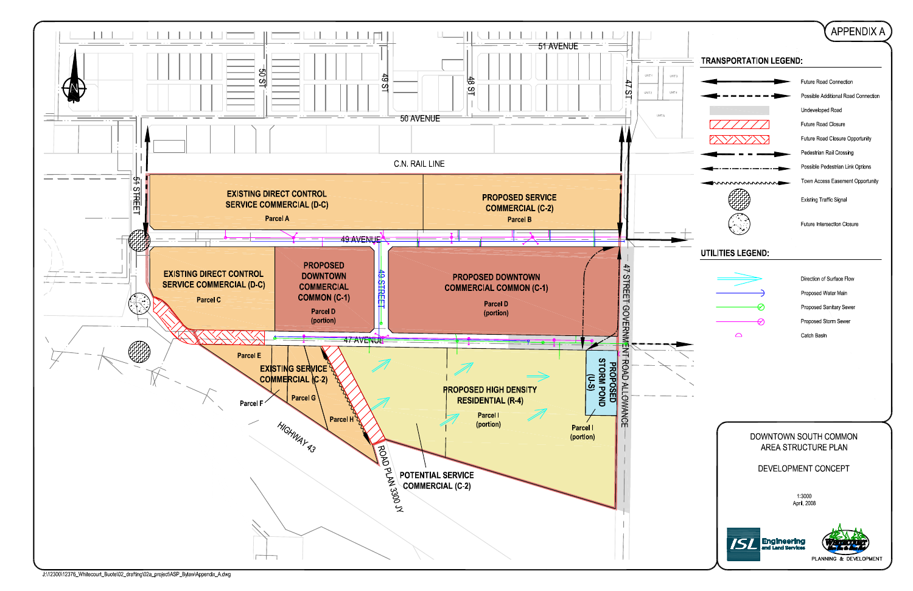# APPENDIX A

51 AVENUE

50 ST

49 ST

48 ST

47 ST

50 AVENUE

C.N. RAIL LINE

51 STREET

EXISTING DIRECT CONTROL SERVICE COMMERCIAL (D-C)
Parcel A

PROPOSED SERVICE COMMERCIAL (C-2)
Parcel B

49 AVENUE

EXISTING DIRECT CONTROL SERVICE COMMERCIAL (D-C)
Parcel C

PROPOSED DOWNTOWN COMMERCIAL COMMON (C-1)
Parcel D (portion)

49 STREET

PROPOSED DOWNTOWN COMMERCIAL COMMON (C-1)
Parcel D (portion)

47 STREET GOVERNMENT ROAD ALLOWANCE

47 AVENUE

Parcel E

EXISTING SERVICE COMMERCIAL (C-2)

Parcel F

Parcel G

Parcel H

HIGHWAY 43

ROAD PLAN 3300 JY

PROPOSED HIGH DENSITY RESIDENTIAL (R-4)
Parcel I (portion)

PROPOSED STORM POND (U-S)

Parcel I (portion)

POTENTIAL SERVICE COMMERCIAL (C-2)

## TRANSPORTATION LEGEND:

- Future Road Connection
- Possible Additional Road Connection
- Undeveloped Road
- Future Road Closure
- Future Road Closure Opportunity
- Pedestrian Rail Crossing
- Possible Pedestrian Link Options
- Town Access Easement Opportunity
- Existing Traffic Signal
- Future Intersection Closure

## UTILITIES LEGEND:

- Direction of Surface Flow
- Proposed Water Main
- Proposed Sanitary Sewer
- Proposed Storm Sewer
- Catch Basin

DOWNTOWN SOUTH COMMON AREA STRUCTURE PLAN

DEVELOPMENT CONCEPT

1:3000
April, 2008

ISL Engineering and Land Services

PLANNING & DEVELOPMENT

J:\12300\12376_Whitecourt_Buote\02_drafting\02a_project\ASP_Bylaw\Appendix_A.dwg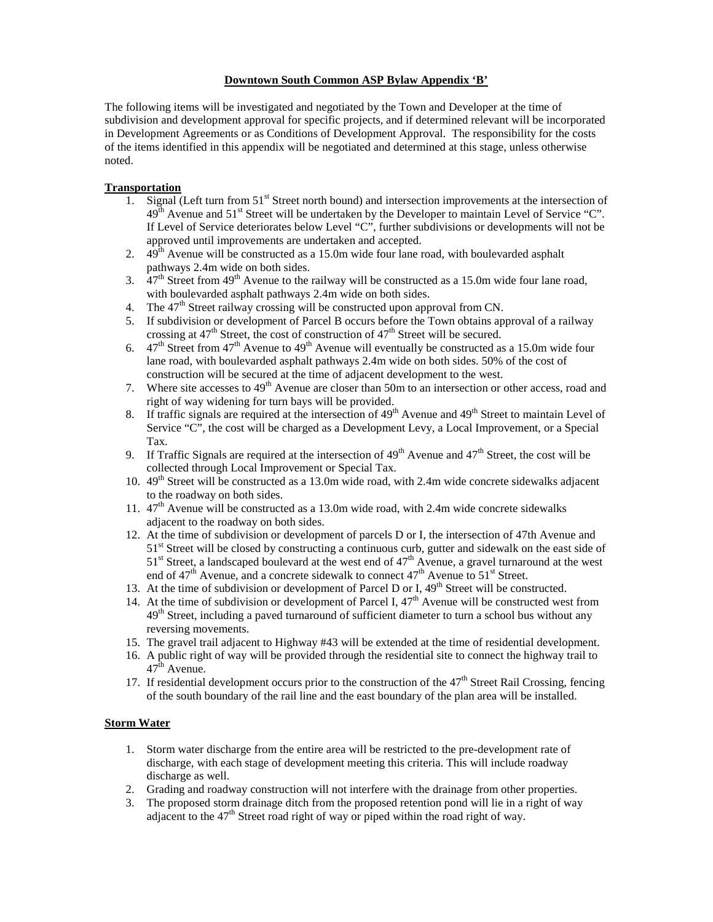**Downtown South Common ASP Bylaw Appendix 'B'**

The following items will be investigated and negotiated by the Town and Developer at the time of subdivision and development approval for specific projects, and if determined relevant will be incorporated in Development Agreements or as Conditions of Development Approval. The responsibility for the costs of the items identified in this appendix will be negotiated and determined at this stage, unless otherwise noted.

**Transportation**

1. Signal (Left turn from 51st Street north bound) and intersection improvements at the intersection of 49th Avenue and 51st Street will be undertaken by the Developer to maintain Level of Service "C". If Level of Service deteriorates below Level "C", further subdivisions or developments will not be approved until improvements are undertaken and accepted.
2. 49th Avenue will be constructed as a 15.0m wide four lane road, with boulevarded asphalt pathways 2.4m wide on both sides.
3. 47th Street from 49th Avenue to the railway will be constructed as a 15.0m wide four lane road, with boulevarded asphalt pathways 2.4m wide on both sides.
4. The 47th Street railway crossing will be constructed upon approval from CN.
5. If subdivision or development of Parcel B occurs before the Town obtains approval of a railway crossing at 47th Street, the cost of construction of 47th Street will be secured.
6. 47th Street from 47th Avenue to 49th Avenue will eventually be constructed as a 15.0m wide four lane road, with boulevarded asphalt pathways 2.4m wide on both sides. 50% of the cost of construction will be secured at the time of adjacent development to the west.
7. Where site accesses to 49th Avenue are closer than 50m to an intersection or other access, road and right of way widening for turn bays will be provided.
8. If traffic signals are required at the intersection of 49th Avenue and 49th Street to maintain Level of Service "C", the cost will be charged as a Development Levy, a Local Improvement, or a Special Tax.
9. If Traffic Signals are required at the intersection of 49th Avenue and 47th Street, the cost will be collected through Local Improvement or Special Tax.
10. 49th Street will be constructed as a 13.0m wide road, with 2.4m wide concrete sidewalks adjacent to the roadway on both sides.
11. 47th Avenue will be constructed as a 13.0m wide road, with 2.4m wide concrete sidewalks adjacent to the roadway on both sides.
12. At the time of subdivision or development of parcels D or I, the intersection of 47th Avenue and 51st Street will be closed by constructing a continuous curb, gutter and sidewalk on the east side of 51st Street, a landscaped boulevard at the west end of 47th Avenue, a gravel turnaround at the west end of 47th Avenue, and a concrete sidewalk to connect 47th Avenue to 51st Street.
13. At the time of subdivision or development of Parcel D or I, 49th Street will be constructed.
14. At the time of subdivision or development of Parcel I, 47th Avenue will be constructed west from 49th Street, including a paved turnaround of sufficient diameter to turn a school bus without any reversing movements.
15. The gravel trail adjacent to Highway #43 will be extended at the time of residential development.
16. A public right of way will be provided through the residential site to connect the highway trail to 47th Avenue.
17. If residential development occurs prior to the construction of the 47th Street Rail Crossing, fencing of the south boundary of the rail line and the east boundary of the plan area will be installed.

**Storm Water**

1. Storm water discharge from the entire area will be restricted to the pre-development rate of discharge, with each stage of development meeting this criteria. This will include roadway discharge as well.
2. Grading and roadway construction will not interfere with the drainage from other properties.
3. The proposed storm drainage ditch from the proposed retention pond will lie in a right of way adjacent to the 47th Street road right of way or piped within the road right of way.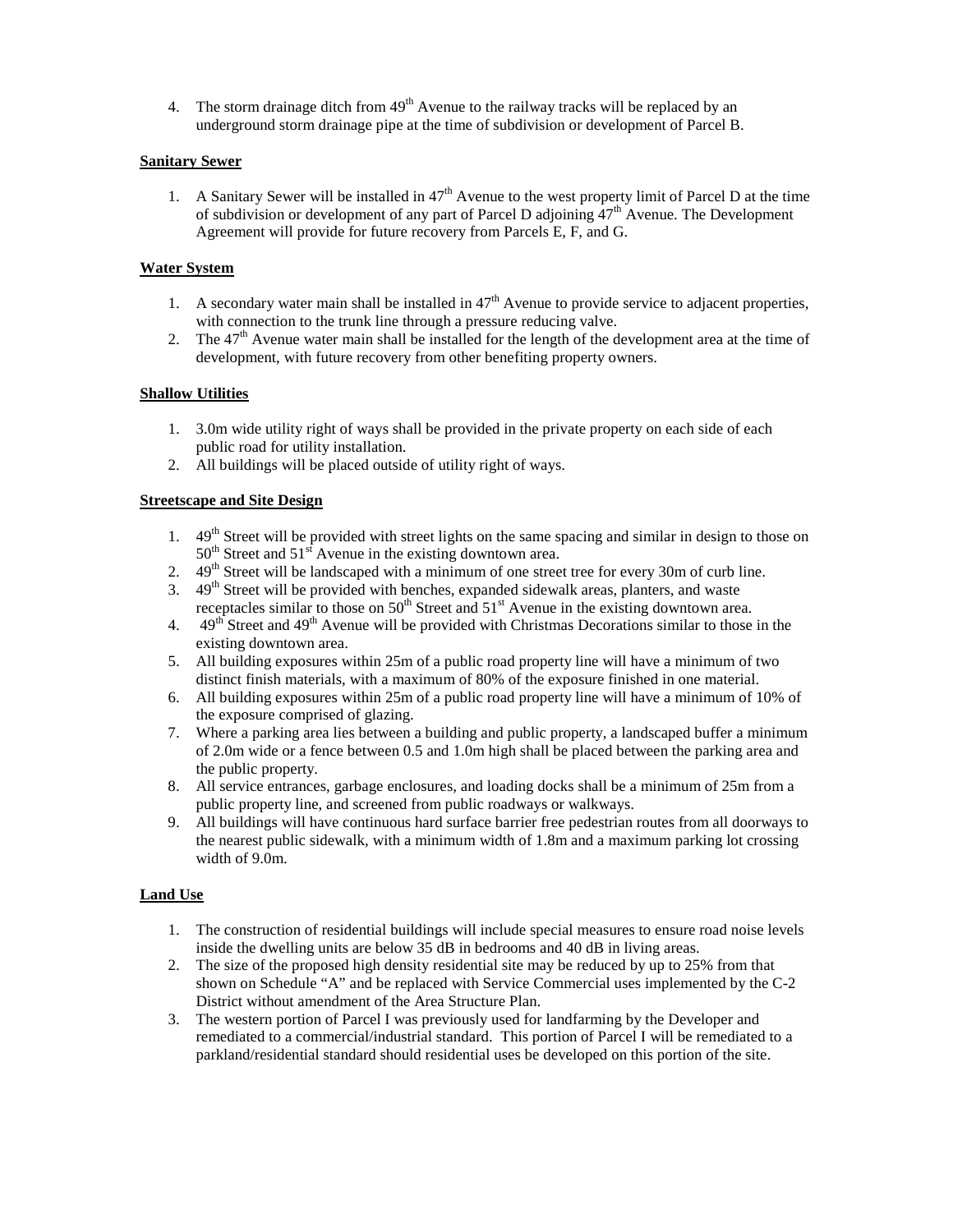4. The storm drainage ditch from 49th Avenue to the railway tracks will be replaced by an underground storm drainage pipe at the time of subdivision or development of Parcel B.

**Sanitary Sewer**

1. A Sanitary Sewer will be installed in 47th Avenue to the west property limit of Parcel D at the time of subdivision or development of any part of Parcel D adjoining 47th Avenue. The Development Agreement will provide for future recovery from Parcels E, F, and G.

**Water System**

1. A secondary water main shall be installed in 47th Avenue to provide service to adjacent properties, with connection to the trunk line through a pressure reducing valve.
2. The 47th Avenue water main shall be installed for the length of the development area at the time of development, with future recovery from other benefiting property owners.

**Shallow Utilities**

1. 3.0m wide utility right of ways shall be provided in the private property on each side of each public road for utility installation.
2. All buildings will be placed outside of utility right of ways.

**Streetscape and Site Design**

1. 49th Street will be provided with street lights on the same spacing and similar in design to those on 50th Street and 51st Avenue in the existing downtown area.
2. 49th Street will be landscaped with a minimum of one street tree for every 30m of curb line.
3. 49th Street will be provided with benches, expanded sidewalk areas, planters, and waste receptacles similar to those on 50th Street and 51st Avenue in the existing downtown area.
4. 49th Street and 49th Avenue will be provided with Christmas Decorations similar to those in the existing downtown area.
5. All building exposures within 25m of a public road property line will have a minimum of two distinct finish materials, with a maximum of 80% of the exposure finished in one material.
6. All building exposures within 25m of a public road property line will have a minimum of 10% of the exposure comprised of glazing.
7. Where a parking area lies between a building and public property, a landscaped buffer a minimum of 2.0m wide or a fence between 0.5 and 1.0m high shall be placed between the parking area and the public property.
8. All service entrances, garbage enclosures, and loading docks shall be a minimum of 25m from a public property line, and screened from public roadways or walkways.
9. All buildings will have continuous hard surface barrier free pedestrian routes from all doorways to the nearest public sidewalk, with a minimum width of 1.8m and a maximum parking lot crossing width of 9.0m.

**Land Use**

1. The construction of residential buildings will include special measures to ensure road noise levels inside the dwelling units are below 35 dB in bedrooms and 40 dB in living areas.
2. The size of the proposed high density residential site may be reduced by up to 25% from that shown on Schedule "A" and be replaced with Service Commercial uses implemented by the C-2 District without amendment of the Area Structure Plan.
3. The western portion of Parcel I was previously used for landfarming by the Developer and remediated to a commercial/industrial standard. This portion of Parcel I will be remediated to a parkland/residential standard should residential uses be developed on this portion of the site.